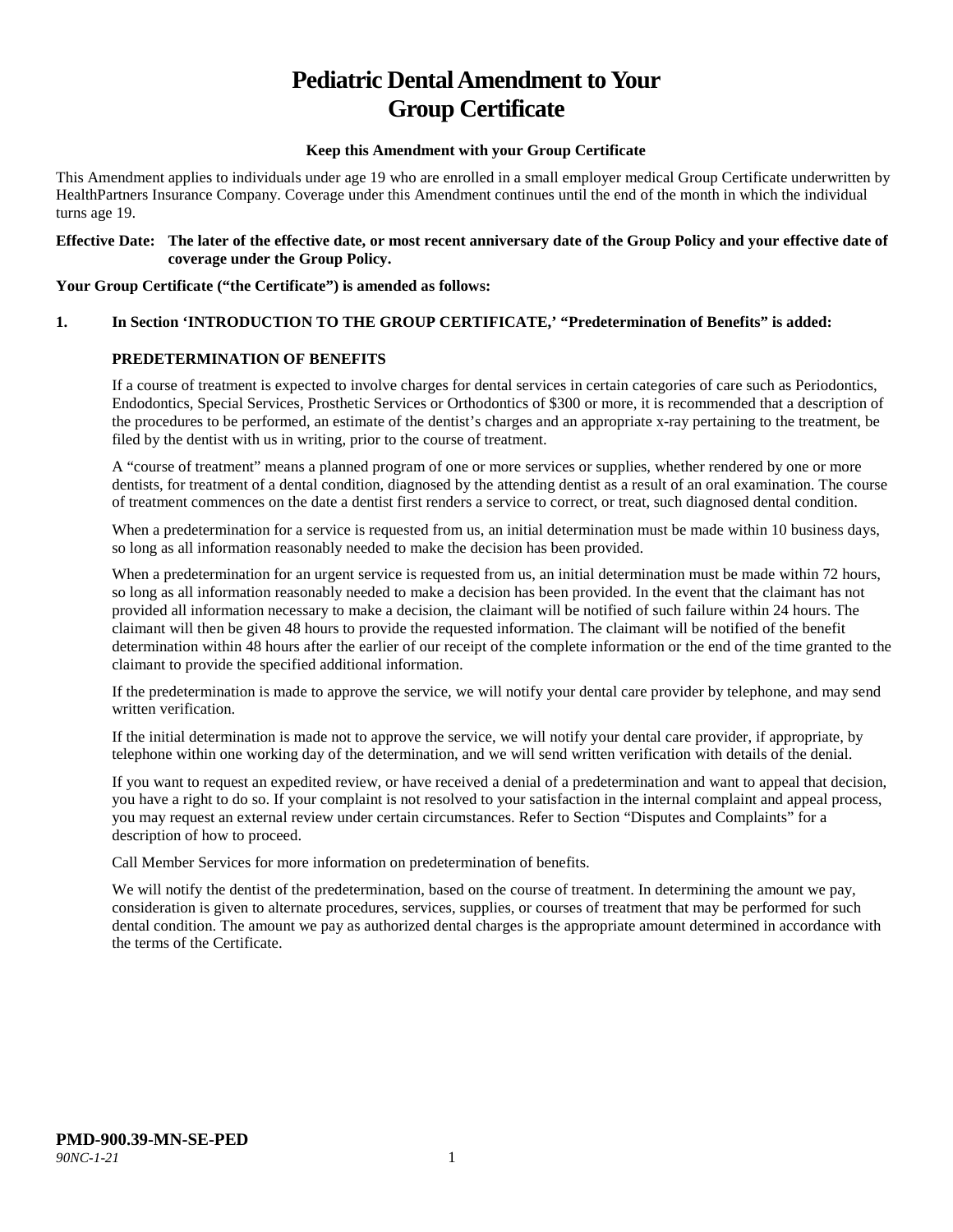# Pediatric Dental Amendment to Your Group Certificate

**Keep this Amendment with your Group Certificate**

This Amendment applies to individuals under age 19 who are enrolled in a small employer medical Group Certificate underwritten by HealthPartners Insurance Company. Coverage under this Amendment continues until the end of the month in which the individual turns age 19.

**Effective Date: The later of the effective date, or most recent anniversary date of the Group Policy and your effective date of coverage under the Group Policy.**

**Your Group Certificate ("the Certificate") is amended as follows:**

**1. In Section 'INTRODUCTION TO THE GROUP CERTIFICATE,' "Predetermination of Benefits" is added:**

**PREDETERMINATION OF BENEFITS**

If a course of treatment is expected to involve charges for dental services in certain categories of care such as Periodontics, Endodontics, Special Services, Prosthetic Services or Orthodontics of $300 or more, it is recommended that a description of the procedures to be performed, an estimate of the dentist's charges and an appropriate x-ray pertaining to the treatment, be filed by the dentist with us in writing, prior to the course of treatment.

A "course of treatment" means a planned program of one or more services or supplies, whether rendered by one or more dentists, for treatment of a dental condition, diagnosed by the attending dentist as a result of an oral examination. The course of treatment commences on the date a dentist first renders a service to correct, or treat, such diagnosed dental condition.

When a predetermination for a service is requested from us, an initial determination must be made within 10 business days, so long as all information reasonably needed to make the decision has been provided.

When a predetermination for an urgent service is requested from us, an initial determination must be made within 72 hours, so long as all information reasonably needed to make a decision has been provided. In the event that the claimant has not provided all information necessary to make a decision, the claimant will be notified of such failure within 24 hours. The claimant will then be given 48 hours to provide the requested information. The claimant will be notified of the benefit determination within 48 hours after the earlier of our receipt of the complete information or the end of the time granted to the claimant to provide the specified additional information.

If the predetermination is made to approve the service, we will notify your dental care provider by telephone, and may send written verification.

If the initial determination is made not to approve the service, we will notify your dental care provider, if appropriate, by telephone within one working day of the determination, and we will send written verification with details of the denial.

If you want to request an expedited review, or have received a denial of a predetermination and want to appeal that decision, you have a right to do so. If your complaint is not resolved to your satisfaction in the internal complaint and appeal process, you may request an external review under certain circumstances. Refer to Section "Disputes and Complaints" for a description of how to proceed.

Call Member Services for more information on predetermination of benefits.

We will notify the dentist of the predetermination, based on the course of treatment. In determining the amount we pay, consideration is given to alternate procedures, services, supplies, or courses of treatment that may be performed for such dental condition. The amount we pay as authorized dental charges is the appropriate amount determined in accordance with the terms of the Certificate.

**PMD-900.39-MN-SE-PED**
*90NC-1-21*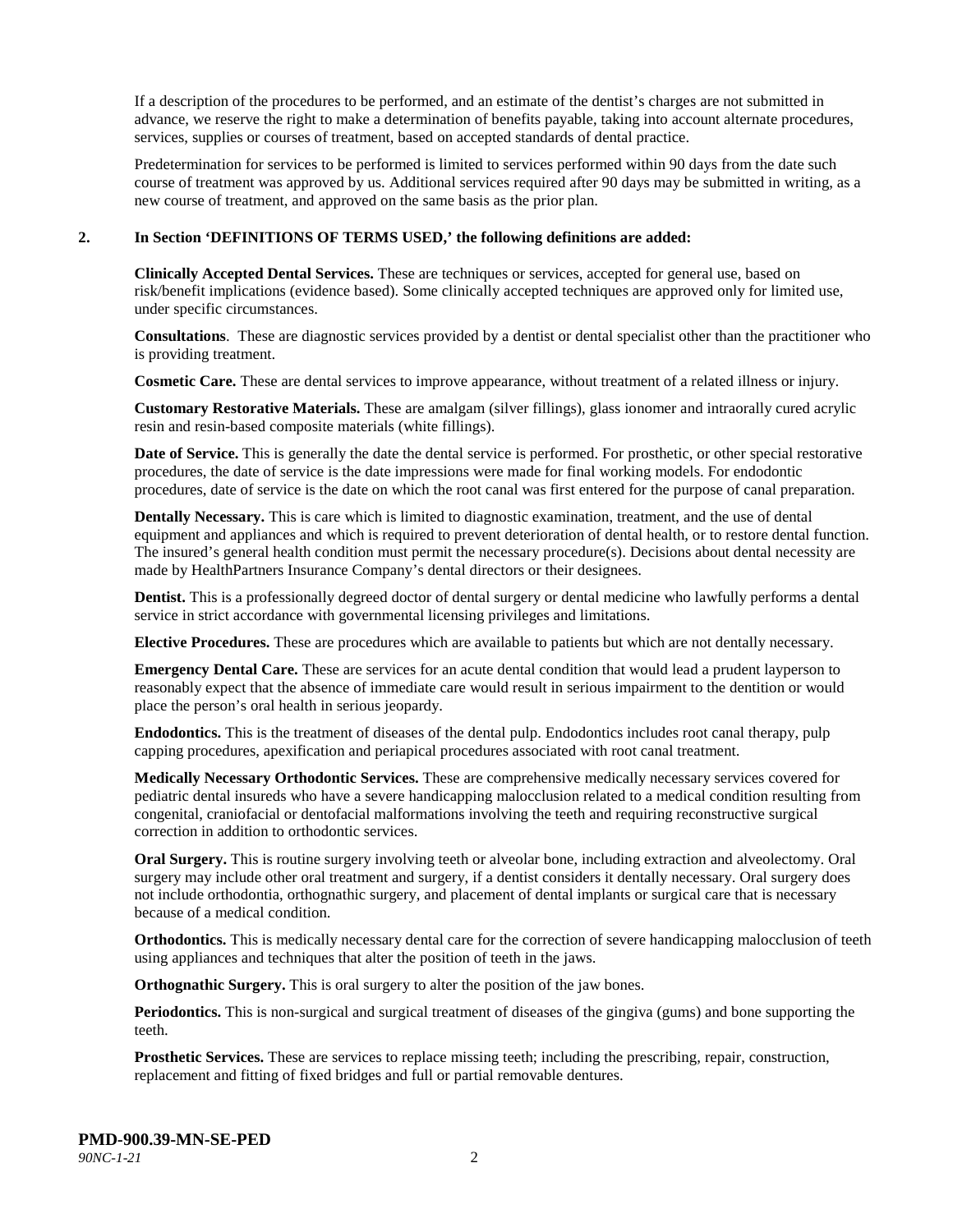If a description of the procedures to be performed, and an estimate of the dentist's charges are not submitted in advance, we reserve the right to make a determination of benefits payable, taking into account alternate procedures, services, supplies or courses of treatment, based on accepted standards of dental practice.

Predetermination for services to be performed is limited to services performed within 90 days from the date such course of treatment was approved by us. Additional services required after 90 days may be submitted in writing, as a new course of treatment, and approved on the same basis as the prior plan.

**2. In Section 'DEFINITIONS OF TERMS USED,' the following definitions are added:**

**Clinically Accepted Dental Services.** These are techniques or services, accepted for general use, based on risk/benefit implications (evidence based). Some clinically accepted techniques are approved only for limited use, under specific circumstances.

**Consultations**. These are diagnostic services provided by a dentist or dental specialist other than the practitioner who is providing treatment.

**Cosmetic Care.** These are dental services to improve appearance, without treatment of a related illness or injury.

**Customary Restorative Materials.** These are amalgam (silver fillings), glass ionomer and intraorally cured acrylic resin and resin-based composite materials (white fillings).

**Date of Service.** This is generally the date the dental service is performed. For prosthetic, or other special restorative procedures, the date of service is the date impressions were made for final working models. For endodontic procedures, date of service is the date on which the root canal was first entered for the purpose of canal preparation.

**Dentally Necessary.** This is care which is limited to diagnostic examination, treatment, and the use of dental equipment and appliances and which is required to prevent deterioration of dental health, or to restore dental function. The insured's general health condition must permit the necessary procedure(s). Decisions about dental necessity are made by HealthPartners Insurance Company's dental directors or their designees.

**Dentist.** This is a professionally degreed doctor of dental surgery or dental medicine who lawfully performs a dental service in strict accordance with governmental licensing privileges and limitations.

**Elective Procedures.** These are procedures which are available to patients but which are not dentally necessary.

**Emergency Dental Care.** These are services for an acute dental condition that would lead a prudent layperson to reasonably expect that the absence of immediate care would result in serious impairment to the dentition or would place the person's oral health in serious jeopardy.

**Endodontics.** This is the treatment of diseases of the dental pulp. Endodontics includes root canal therapy, pulp capping procedures, apexification and periapical procedures associated with root canal treatment.

**Medically Necessary Orthodontic Services.** These are comprehensive medically necessary services covered for pediatric dental insureds who have a severe handicapping malocclusion related to a medical condition resulting from congenital, craniofacial or dentofacial malformations involving the teeth and requiring reconstructive surgical correction in addition to orthodontic services.

**Oral Surgery.** This is routine surgery involving teeth or alveolar bone, including extraction and alveolectomy. Oral surgery may include other oral treatment and surgery, if a dentist considers it dentally necessary. Oral surgery does not include orthodontia, orthognathic surgery, and placement of dental implants or surgical care that is necessary because of a medical condition.

**Orthodontics.** This is medically necessary dental care for the correction of severe handicapping malocclusion of teeth using appliances and techniques that alter the position of teeth in the jaws.

**Orthognathic Surgery.** This is oral surgery to alter the position of the jaw bones.

**Periodontics.** This is non-surgical and surgical treatment of diseases of the gingiva (gums) and bone supporting the teeth.

**Prosthetic Services.** These are services to replace missing teeth; including the prescribing, repair, construction, replacement and fitting of fixed bridges and full or partial removable dentures.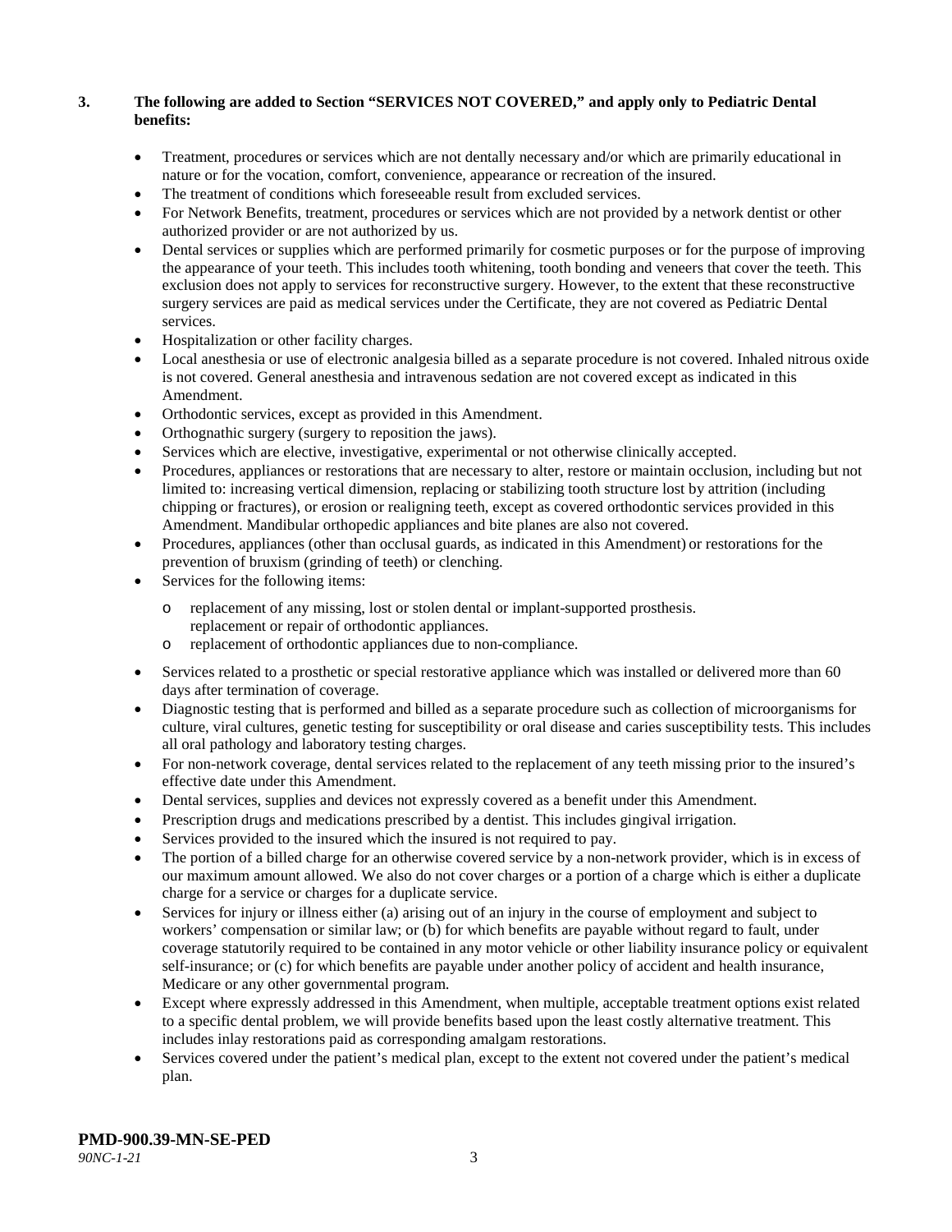**3. The following are added to Section "SERVICES NOT COVERED," and apply only to Pediatric Dental benefits:**

- Treatment, procedures or services which are not dentally necessary and/or which are primarily educational in nature or for the vocation, comfort, convenience, appearance or recreation of the insured.
- The treatment of conditions which foreseeable result from excluded services.
- For Network Benefits, treatment, procedures or services which are not provided by a network dentist or other authorized provider or are not authorized by us.
- Dental services or supplies which are performed primarily for cosmetic purposes or for the purpose of improving the appearance of your teeth. This includes tooth whitening, tooth bonding and veneers that cover the teeth. This exclusion does not apply to services for reconstructive surgery. However, to the extent that these reconstructive surgery services are paid as medical services under the Certificate, they are not covered as Pediatric Dental services.
- Hospitalization or other facility charges.
- Local anesthesia or use of electronic analgesia billed as a separate procedure is not covered. Inhaled nitrous oxide is not covered. General anesthesia and intravenous sedation are not covered except as indicated in this Amendment.
- Orthodontic services, except as provided in this Amendment.
- Orthognathic surgery (surgery to reposition the jaws).
- Services which are elective, investigative, experimental or not otherwise clinically accepted.
- Procedures, appliances or restorations that are necessary to alter, restore or maintain occlusion, including but not limited to: increasing vertical dimension, replacing or stabilizing tooth structure lost by attrition (including chipping or fractures), or erosion or realigning teeth, except as covered orthodontic services provided in this Amendment. Mandibular orthopedic appliances and bite planes are also not covered.
- Procedures, appliances (other than occlusal guards, as indicated in this Amendment) or restorations for the prevention of bruxism (grinding of teeth) or clenching.
- Services for the following items:
  - replacement of any missing, lost or stolen dental or implant-supported prosthesis. replacement or repair of orthodontic appliances.
  - replacement of orthodontic appliances due to non-compliance.
- Services related to a prosthetic or special restorative appliance which was installed or delivered more than 60 days after termination of coverage.
- Diagnostic testing that is performed and billed as a separate procedure such as collection of microorganisms for culture, viral cultures, genetic testing for susceptibility or oral disease and caries susceptibility tests. This includes all oral pathology and laboratory testing charges.
- For non-network coverage, dental services related to the replacement of any teeth missing prior to the insured's effective date under this Amendment.
- Dental services, supplies and devices not expressly covered as a benefit under this Amendment.
- Prescription drugs and medications prescribed by a dentist. This includes gingival irrigation.
- Services provided to the insured which the insured is not required to pay.
- The portion of a billed charge for an otherwise covered service by a non-network provider, which is in excess of our maximum amount allowed. We also do not cover charges or a portion of a charge which is either a duplicate charge for a service or charges for a duplicate service.
- Services for injury or illness either (a) arising out of an injury in the course of employment and subject to workers' compensation or similar law; or (b) for which benefits are payable without regard to fault, under coverage statutorily required to be contained in any motor vehicle or other liability insurance policy or equivalent self-insurance; or (c) for which benefits are payable under another policy of accident and health insurance, Medicare or any other governmental program.
- Except where expressly addressed in this Amendment, when multiple, acceptable treatment options exist related to a specific dental problem, we will provide benefits based upon the least costly alternative treatment. This includes inlay restorations paid as corresponding amalgam restorations.
- Services covered under the patient's medical plan, except to the extent not covered under the patient's medical plan.

**PMD-900.39-MN-SE-PED**
*90NC-1-21*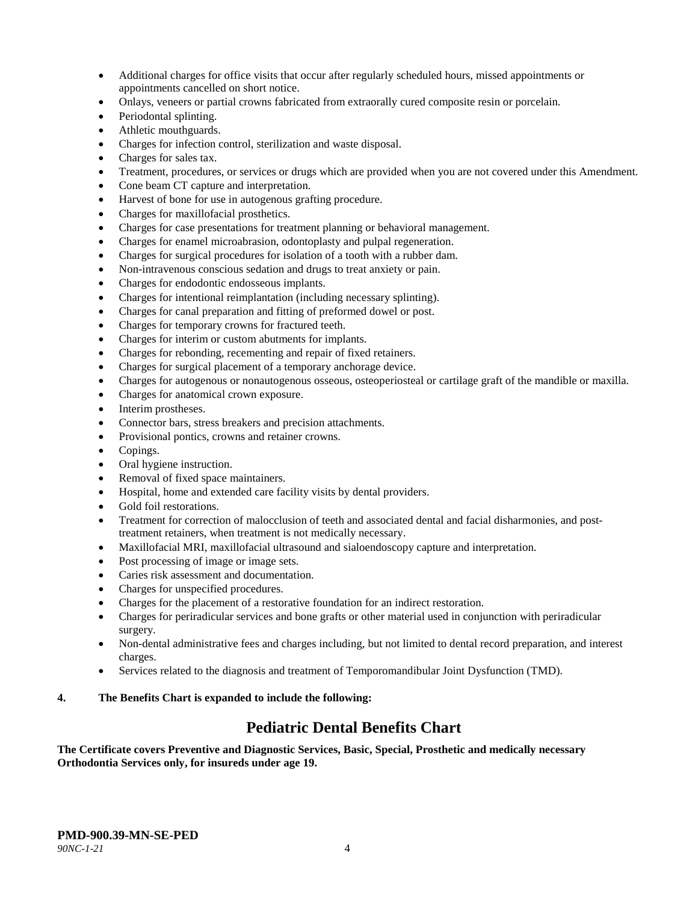- Additional charges for office visits that occur after regularly scheduled hours, missed appointments or appointments cancelled on short notice.
- Onlays, veneers or partial crowns fabricated from extraorally cured composite resin or porcelain.
- Periodontal splinting.
- Athletic mouthguards.
- Charges for infection control, sterilization and waste disposal.
- Charges for sales tax.
- Treatment, procedures, or services or drugs which are provided when you are not covered under this Amendment.
- Cone beam CT capture and interpretation.
- Harvest of bone for use in autogenous grafting procedure.
- Charges for maxillofacial prosthetics.
- Charges for case presentations for treatment planning or behavioral management.
- Charges for enamel microabrasion, odontoplasty and pulpal regeneration.
- Charges for surgical procedures for isolation of a tooth with a rubber dam.
- Non-intravenous conscious sedation and drugs to treat anxiety or pain.
- Charges for endodontic endosseous implants.
- Charges for intentional reimplantation (including necessary splinting).
- Charges for canal preparation and fitting of preformed dowel or post.
- Charges for temporary crowns for fractured teeth.
- Charges for interim or custom abutments for implants.
- Charges for rebonding, recementing and repair of fixed retainers.
- Charges for surgical placement of a temporary anchorage device.
- Charges for autogenous or nonautogenous osseous, osteoperiosteal or cartilage graft of the mandible or maxilla.
- Charges for anatomical crown exposure.
- Interim prostheses.
- Connector bars, stress breakers and precision attachments.
- Provisional pontics, crowns and retainer crowns.
- Copings.
- Oral hygiene instruction.
- Removal of fixed space maintainers.
- Hospital, home and extended care facility visits by dental providers.
- Gold foil restorations.
- Treatment for correction of malocclusion of teeth and associated dental and facial disharmonies, and post-treatment retainers, when treatment is not medically necessary.
- Maxillofacial MRI, maxillofacial ultrasound and sialoendoscopy capture and interpretation.
- Post processing of image or image sets.
- Caries risk assessment and documentation.
- Charges for unspecified procedures.
- Charges for the placement of a restorative foundation for an indirect restoration.
- Charges for periradicular services and bone grafts or other material used in conjunction with periradicular surgery.
- Non-dental administrative fees and charges including, but not limited to dental record preparation, and interest charges.
- Services related to the diagnosis and treatment of Temporomandibular Joint Dysfunction (TMD).

**4. The Benefits Chart is expanded to include the following:**

## Pediatric Dental Benefits Chart

**The Certificate covers Preventive and Diagnostic Services, Basic, Special, Prosthetic and medically necessary Orthodontia Services only, for insureds under age 19.**

**PMD-900.39-MN-SE-PED**
*90NC-1-21*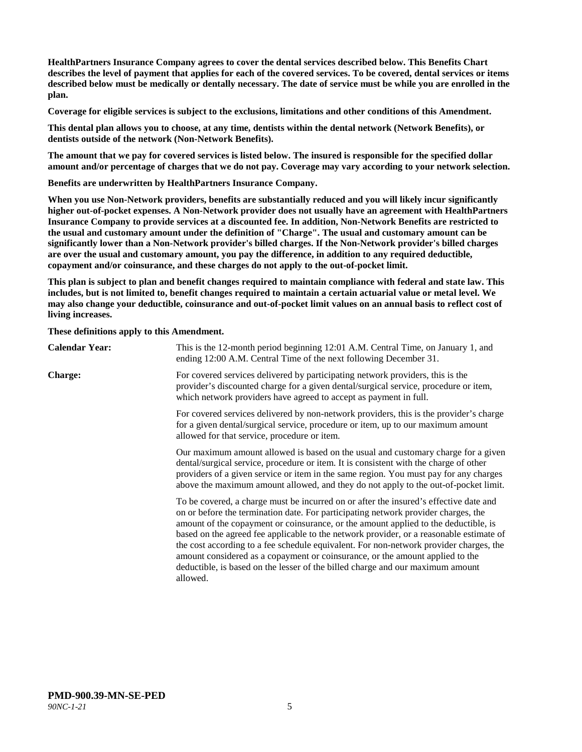**HealthPartners Insurance Company agrees to cover the dental services described below. This Benefits Chart describes the level of payment that applies for each of the covered services. To be covered, dental services or items described below must be medically or dentally necessary. The date of service must be while you are enrolled in the plan.**

**Coverage for eligible services is subject to the exclusions, limitations and other conditions of this Amendment.**

**This dental plan allows you to choose, at any time, dentists within the dental network (Network Benefits), or dentists outside of the network (Non-Network Benefits).**

**The amount that we pay for covered services is listed below. The insured is responsible for the specified dollar amount and/or percentage of charges that we do not pay. Coverage may vary according to your network selection.**

**Benefits are underwritten by HealthPartners Insurance Company.**

**When you use Non-Network providers, benefits are substantially reduced and you will likely incur significantly higher out-of-pocket expenses. A Non-Network provider does not usually have an agreement with HealthPartners Insurance Company to provide services at a discounted fee. In addition, Non-Network Benefits are restricted to the usual and customary amount under the definition of "Charge". The usual and customary amount can be significantly lower than a Non-Network provider's billed charges. If the Non-Network provider's billed charges are over the usual and customary amount, you pay the difference, in addition to any required deductible, copayment and/or coinsurance, and these charges do not apply to the out-of-pocket limit.**

**This plan is subject to plan and benefit changes required to maintain compliance with federal and state law. This includes, but is not limited to, benefit changes required to maintain a certain actuarial value or metal level. We may also change your deductible, coinsurance and out-of-pocket limit values on an annual basis to reflect cost of living increases.**

**These definitions apply to this Amendment.**

**Calendar Year:** This is the 12-month period beginning 12:01 A.M. Central Time, on January 1, and ending 12:00 A.M. Central Time of the next following December 31.

**Charge:** For covered services delivered by participating network providers, this is the provider's discounted charge for a given dental/surgical service, procedure or item, which network providers have agreed to accept as payment in full.

For covered services delivered by non-network providers, this is the provider's charge for a given dental/surgical service, procedure or item, up to our maximum amount allowed for that service, procedure or item.

Our maximum amount allowed is based on the usual and customary charge for a given dental/surgical service, procedure or item. It is consistent with the charge of other providers of a given service or item in the same region. You must pay for any charges above the maximum amount allowed, and they do not apply to the out-of-pocket limit.

To be covered, a charge must be incurred on or after the insured's effective date and on or before the termination date. For participating network provider charges, the amount of the copayment or coinsurance, or the amount applied to the deductible, is based on the agreed fee applicable to the network provider, or a reasonable estimate of the cost according to a fee schedule equivalent. For non-network provider charges, the amount considered as a copayment or coinsurance, or the amount applied to the deductible, is based on the lesser of the billed charge and our maximum amount allowed.

**PMD-900.39-MN-SE-PED**
*90NC-1-21*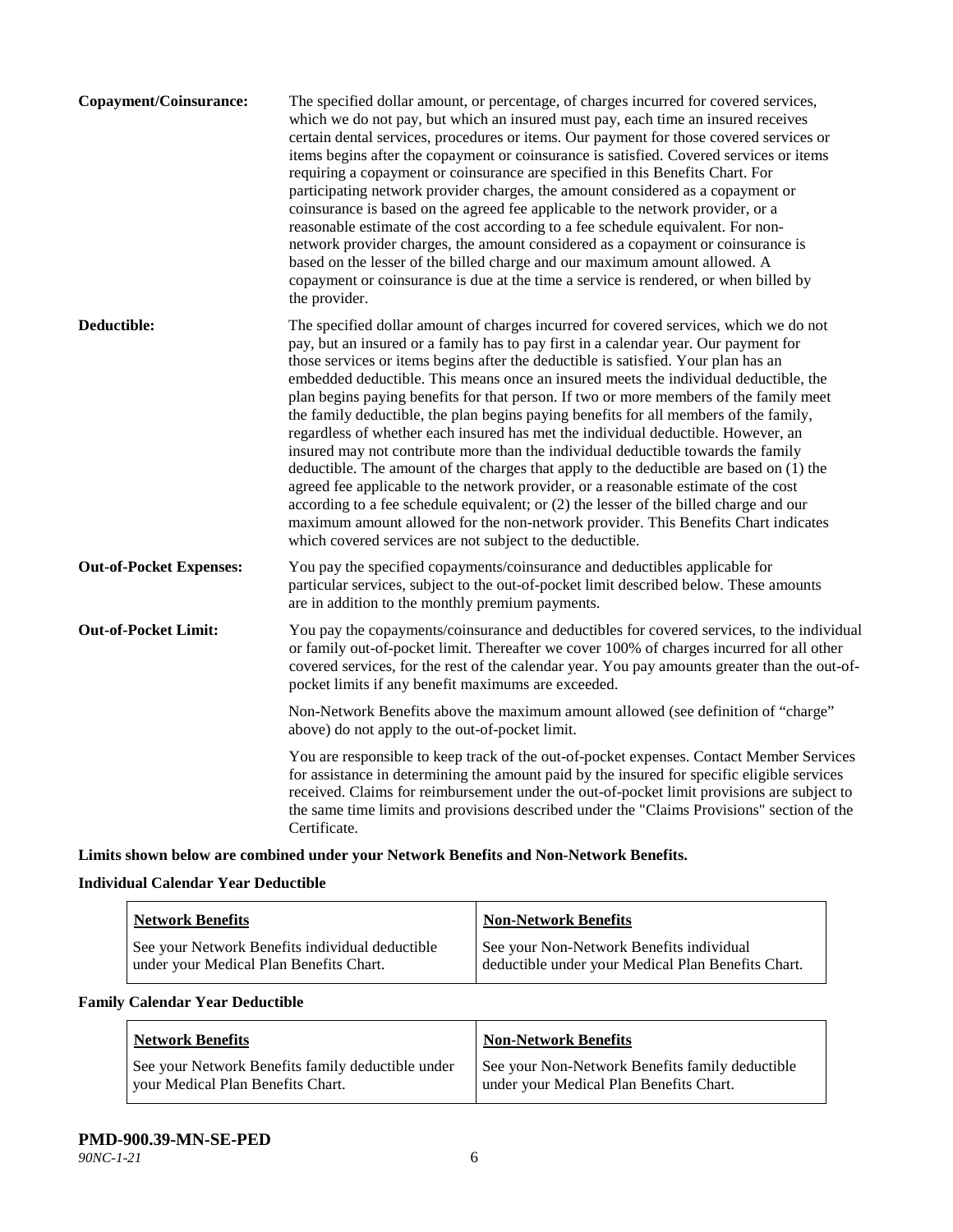**Copayment/Coinsurance:** The specified dollar amount, or percentage, of charges incurred for covered services, which we do not pay, but which an insured must pay, each time an insured receives certain dental services, procedures or items. Our payment for those covered services or items begins after the copayment or coinsurance is satisfied. Covered services or items requiring a copayment or coinsurance are specified in this Benefits Chart. For participating network provider charges, the amount considered as a copayment or coinsurance is based on the agreed fee applicable to the network provider, or a reasonable estimate of the cost according to a fee schedule equivalent. For non-network provider charges, the amount considered as a copayment or coinsurance is based on the lesser of the billed charge and our maximum amount allowed. A copayment or coinsurance is due at the time a service is rendered, or when billed by the provider.

**Deductible:** The specified dollar amount of charges incurred for covered services, which we do not pay, but an insured or a family has to pay first in a calendar year. Our payment for those services or items begins after the deductible is satisfied. Your plan has an embedded deductible. This means once an insured meets the individual deductible, the plan begins paying benefits for that person. If two or more members of the family meet the family deductible, the plan begins paying benefits for all members of the family, regardless of whether each insured has met the individual deductible. However, an insured may not contribute more than the individual deductible towards the family deductible. The amount of the charges that apply to the deductible are based on (1) the agreed fee applicable to the network provider, or a reasonable estimate of the cost according to a fee schedule equivalent; or (2) the lesser of the billed charge and our maximum amount allowed for the non-network provider. This Benefits Chart indicates which covered services are not subject to the deductible.

**Out-of-Pocket Expenses:** You pay the specified copayments/coinsurance and deductibles applicable for particular services, subject to the out-of-pocket limit described below. These amounts are in addition to the monthly premium payments.

**Out-of-Pocket Limit:** You pay the copayments/coinsurance and deductibles for covered services, to the individual or family out-of-pocket limit. Thereafter we cover 100% of charges incurred for all other covered services, for the rest of the calendar year. You pay amounts greater than the out-of-pocket limits if any benefit maximums are exceeded.

Non-Network Benefits above the maximum amount allowed (see definition of "charge" above) do not apply to the out-of-pocket limit.

You are responsible to keep track of the out-of-pocket expenses. Contact Member Services for assistance in determining the amount paid by the insured for specific eligible services received. Claims for reimbursement under the out-of-pocket limit provisions are subject to the same time limits and provisions described under the "Claims Provisions" section of the Certificate.

**Limits shown below are combined under your Network Benefits and Non-Network Benefits.**

**Individual Calendar Year Deductible**

| Network Benefits | Non-Network Benefits |
|---|---|
| See your Network Benefits individual deductible under your Medical Plan Benefits Chart. | See your Non-Network Benefits individual deductible under your Medical Plan Benefits Chart. |

**Family Calendar Year Deductible**

| Network Benefits | Non-Network Benefits |
|---|---|
| See your Network Benefits family deductible under your Medical Plan Benefits Chart. | See your Non-Network Benefits family deductible under your Medical Plan Benefits Chart. |

**PMD-900.39-MN-SE-PED**
*90NC-1-21*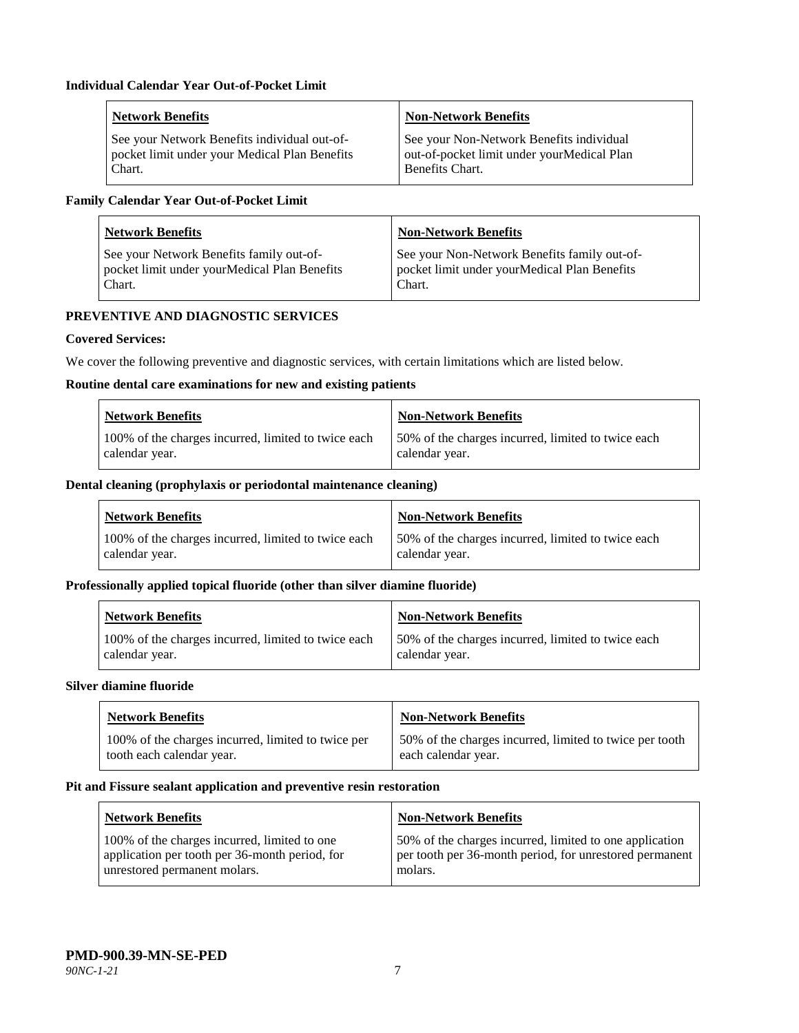**Individual Calendar Year Out-of-Pocket Limit**

| Network Benefits | Non-Network Benefits |
|---|---|
| See your Network Benefits individual out-of-pocket limit under your Medical Plan Benefits Chart. | See your Non-Network Benefits individual out-of-pocket limit under yourMedical Plan Benefits Chart. |

**Family Calendar Year Out-of-Pocket Limit**

| Network Benefits | Non-Network Benefits |
|---|---|
| See your Network Benefits family out-of-pocket limit under yourMedical Plan Benefits Chart. | See your Non-Network Benefits family out-of-pocket limit under yourMedical Plan Benefits Chart. |

**PREVENTIVE AND DIAGNOSTIC SERVICES**

**Covered Services:**

We cover the following preventive and diagnostic services, with certain limitations which are listed below.

**Routine dental care examinations for new and existing patients**

| Network Benefits | Non-Network Benefits |
|---|---|
| 100% of the charges incurred, limited to twice each calendar year. | 50% of the charges incurred, limited to twice each calendar year. |

**Dental cleaning (prophylaxis or periodontal maintenance cleaning)**

| Network Benefits | Non-Network Benefits |
|---|---|
| 100% of the charges incurred, limited to twice each calendar year. | 50% of the charges incurred, limited to twice each calendar year. |

**Professionally applied topical fluoride (other than silver diamine fluoride)**

| Network Benefits | Non-Network Benefits |
|---|---|
| 100% of the charges incurred, limited to twice each calendar year. | 50% of the charges incurred, limited to twice each calendar year. |

**Silver diamine fluoride**

| Network Benefits | Non-Network Benefits |
|---|---|
| 100% of the charges incurred, limited to twice per tooth each calendar year. | 50% of the charges incurred, limited to twice per tooth each calendar year. |

**Pit and Fissure sealant application and preventive resin restoration**

| Network Benefits | Non-Network Benefits |
|---|---|
| 100% of the charges incurred, limited to one application per tooth per 36-month period, for unrestored permanent molars. | 50% of the charges incurred, limited to one application per tooth per 36-month period, for unrestored permanent molars. |

**PMD-900.39-MN-SE-PED**
*90NC-1-21*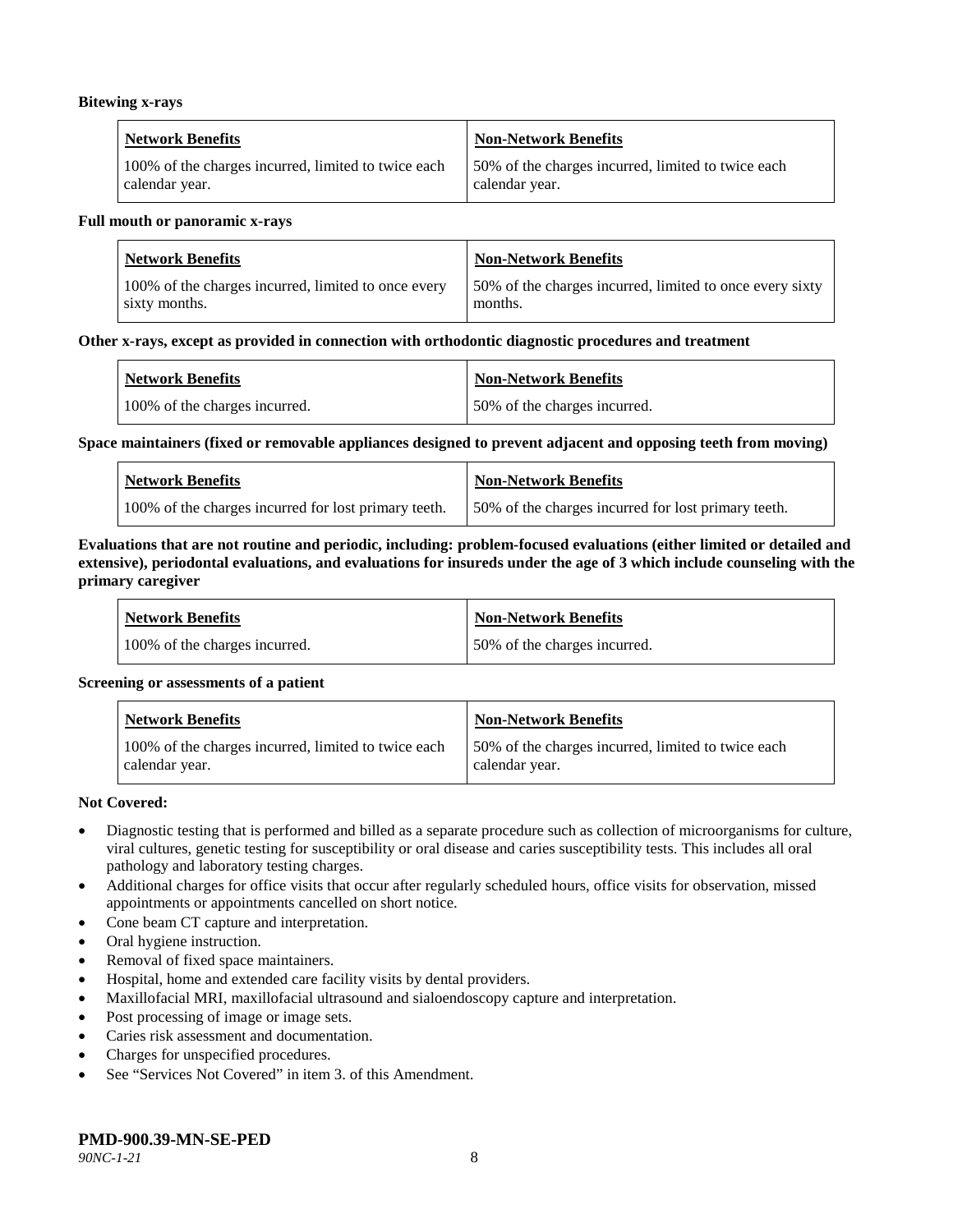**Bitewing x-rays**

| Network Benefits | Non-Network Benefits |
| --- | --- |
| 100% of the charges incurred, limited to twice each calendar year. | 50% of the charges incurred, limited to twice each calendar year. |

**Full mouth or panoramic x-rays**

| Network Benefits | Non-Network Benefits |
| --- | --- |
| 100% of the charges incurred, limited to once every sixty months. | 50% of the charges incurred, limited to once every sixty months. |

**Other x-rays, except as provided in connection with orthodontic diagnostic procedures and treatment**

| Network Benefits | Non-Network Benefits |
| --- | --- |
| 100% of the charges incurred. | 50% of the charges incurred. |

**Space maintainers (fixed or removable appliances designed to prevent adjacent and opposing teeth from moving)**

| Network Benefits | Non-Network Benefits |
| --- | --- |
| 100% of the charges incurred for lost primary teeth. | 50% of the charges incurred for lost primary teeth. |

**Evaluations that are not routine and periodic, including: problem-focused evaluations (either limited or detailed and extensive), periodontal evaluations, and evaluations for insureds under the age of 3 which include counseling with the primary caregiver**

| Network Benefits | Non-Network Benefits |
| --- | --- |
| 100% of the charges incurred. | 50% of the charges incurred. |

**Screening or assessments of a patient**

| Network Benefits | Non-Network Benefits |
| --- | --- |
| 100% of the charges incurred, limited to twice each calendar year. | 50% of the charges incurred, limited to twice each calendar year. |

**Not Covered:**

- Diagnostic testing that is performed and billed as a separate procedure such as collection of microorganisms for culture, viral cultures, genetic testing for susceptibility or oral disease and caries susceptibility tests. This includes all oral pathology and laboratory testing charges.
- Additional charges for office visits that occur after regularly scheduled hours, office visits for observation, missed appointments or appointments cancelled on short notice.
- Cone beam CT capture and interpretation.
- Oral hygiene instruction.
- Removal of fixed space maintainers.
- Hospital, home and extended care facility visits by dental providers.
- Maxillofacial MRI, maxillofacial ultrasound and sialoendoscopy capture and interpretation.
- Post processing of image or image sets.
- Caries risk assessment and documentation.
- Charges for unspecified procedures.
- See "Services Not Covered" in item 3. of this Amendment.

**PMD-900.39-MN-SE-PED**
*90NC-1-21*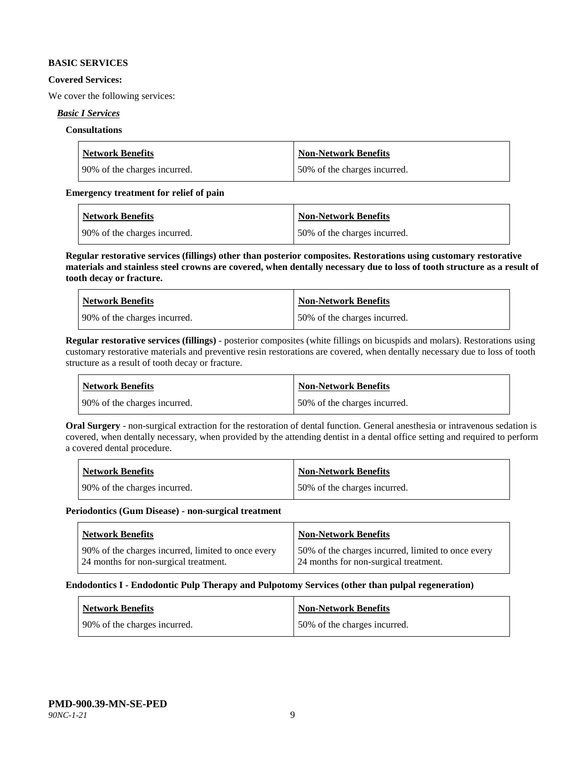**BASIC SERVICES**

**Covered Services:**

We cover the following services:

***Basic I Services***

**Consultations**

| Network Benefits | Non-Network Benefits |
| --- | --- |
| 90% of the charges incurred. | 50% of the charges incurred. |

**Emergency treatment for relief of pain**

| Network Benefits | Non-Network Benefits |
| --- | --- |
| 90% of the charges incurred. | 50% of the charges incurred. |

**Regular restorative services (fillings) other than posterior composites. Restorations using customary restorative materials and stainless steel crowns are covered, when dentally necessary due to loss of tooth structure as a result of tooth decay or fracture.**

| Network Benefits | Non-Network Benefits |
| --- | --- |
| 90% of the charges incurred. | 50% of the charges incurred. |

**Regular restorative services (fillings)** - posterior composites (white fillings on bicuspids and molars). Restorations using customary restorative materials and preventive resin restorations are covered, when dentally necessary due to loss of tooth structure as a result of tooth decay or fracture.

| Network Benefits | Non-Network Benefits |
| --- | --- |
| 90% of the charges incurred. | 50% of the charges incurred. |

**Oral Surgery** - non-surgical extraction for the restoration of dental function. General anesthesia or intravenous sedation is covered, when dentally necessary, when provided by the attending dentist in a dental office setting and required to perform a covered dental procedure.

| Network Benefits | Non-Network Benefits |
| --- | --- |
| 90% of the charges incurred. | 50% of the charges incurred. |

**Periodontics (Gum Disease) - non-surgical treatment**

| Network Benefits | Non-Network Benefits |
| --- | --- |
| 90% of the charges incurred, limited to once every 24 months for non-surgical treatment. | 50% of the charges incurred, limited to once every 24 months for non-surgical treatment. |

**Endodontics I - Endodontic Pulp Therapy and Pulpotomy Services (other than pulpal regeneration)**

| Network Benefits | Non-Network Benefits |
| --- | --- |
| 90% of the charges incurred. | 50% of the charges incurred. |

**PMD-900.39-MN-SE-PED**
*90NC-1-21*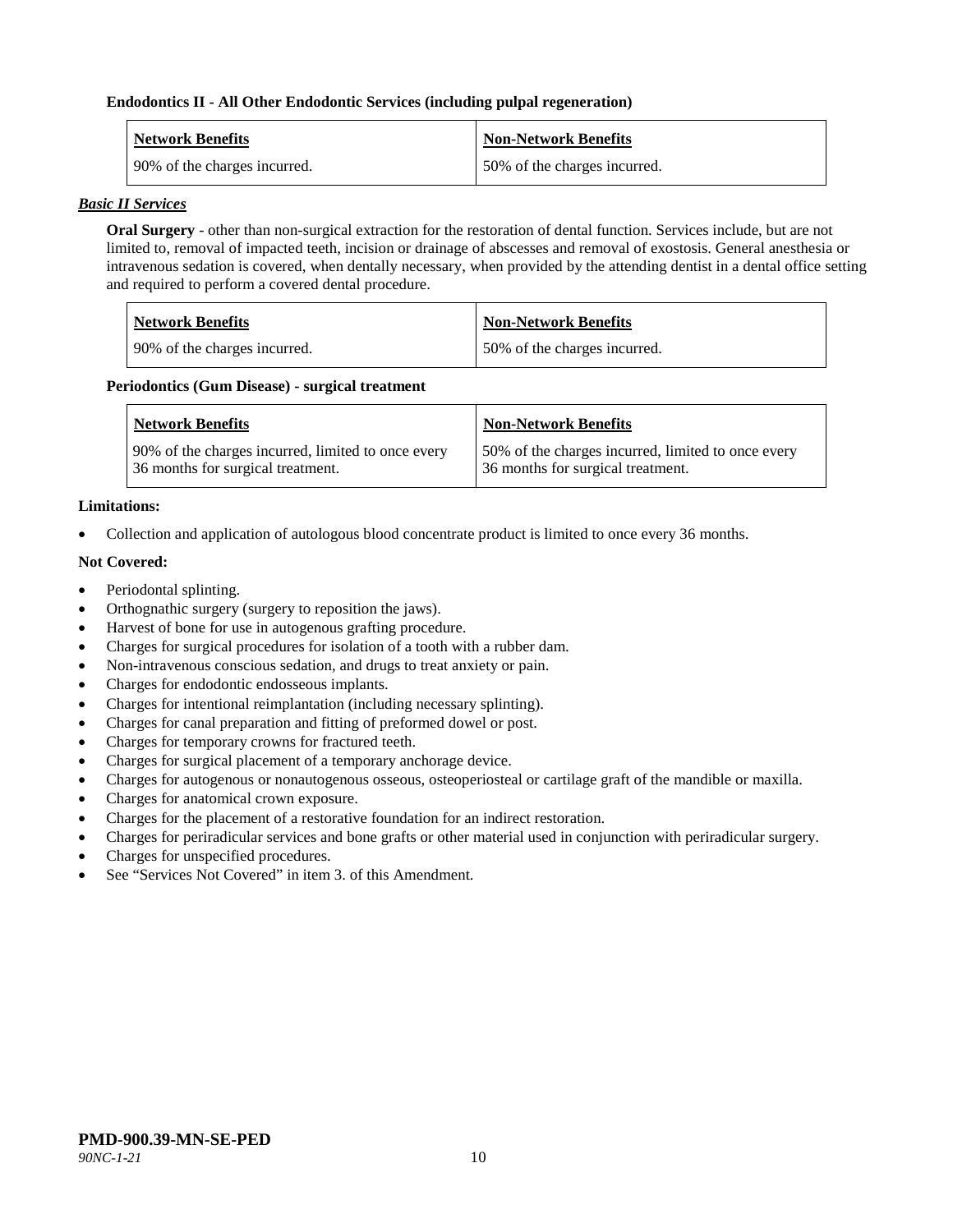**Endodontics II - All Other Endodontic Services (including pulpal regeneration)**

| Network Benefits | Non-Network Benefits |
| --- | --- |
| 90% of the charges incurred. | 50% of the charges incurred. |

***Basic II Services***

**Oral Surgery** - other than non-surgical extraction for the restoration of dental function. Services include, but are not limited to, removal of impacted teeth, incision or drainage of abscesses and removal of exostosis. General anesthesia or intravenous sedation is covered, when dentally necessary, when provided by the attending dentist in a dental office setting and required to perform a covered dental procedure.

| Network Benefits | Non-Network Benefits |
| --- | --- |
| 90% of the charges incurred. | 50% of the charges incurred. |

**Periodontics (Gum Disease) - surgical treatment**

| Network Benefits | Non-Network Benefits |
| --- | --- |
| 90% of the charges incurred, limited to once every 36 months for surgical treatment. | 50% of the charges incurred, limited to once every 36 months for surgical treatment. |

**Limitations:**

- Collection and application of autologous blood concentrate product is limited to once every 36 months.

**Not Covered:**

- Periodontal splinting.
- Orthognathic surgery (surgery to reposition the jaws).
- Harvest of bone for use in autogenous grafting procedure.
- Charges for surgical procedures for isolation of a tooth with a rubber dam.
- Non-intravenous conscious sedation, and drugs to treat anxiety or pain.
- Charges for endodontic endosseous implants.
- Charges for intentional reimplantation (including necessary splinting).
- Charges for canal preparation and fitting of preformed dowel or post.
- Charges for temporary crowns for fractured teeth.
- Charges for surgical placement of a temporary anchorage device.
- Charges for autogenous or nonautogenous osseous, osteoperiosteal or cartilage graft of the mandible or maxilla.
- Charges for anatomical crown exposure.
- Charges for the placement of a restorative foundation for an indirect restoration.
- Charges for periradicular services and bone grafts or other material used in conjunction with periradicular surgery.
- Charges for unspecified procedures.
- See "Services Not Covered" in item 3. of this Amendment.

**PMD-900.39-MN-SE-PED**
*90NC-1-21*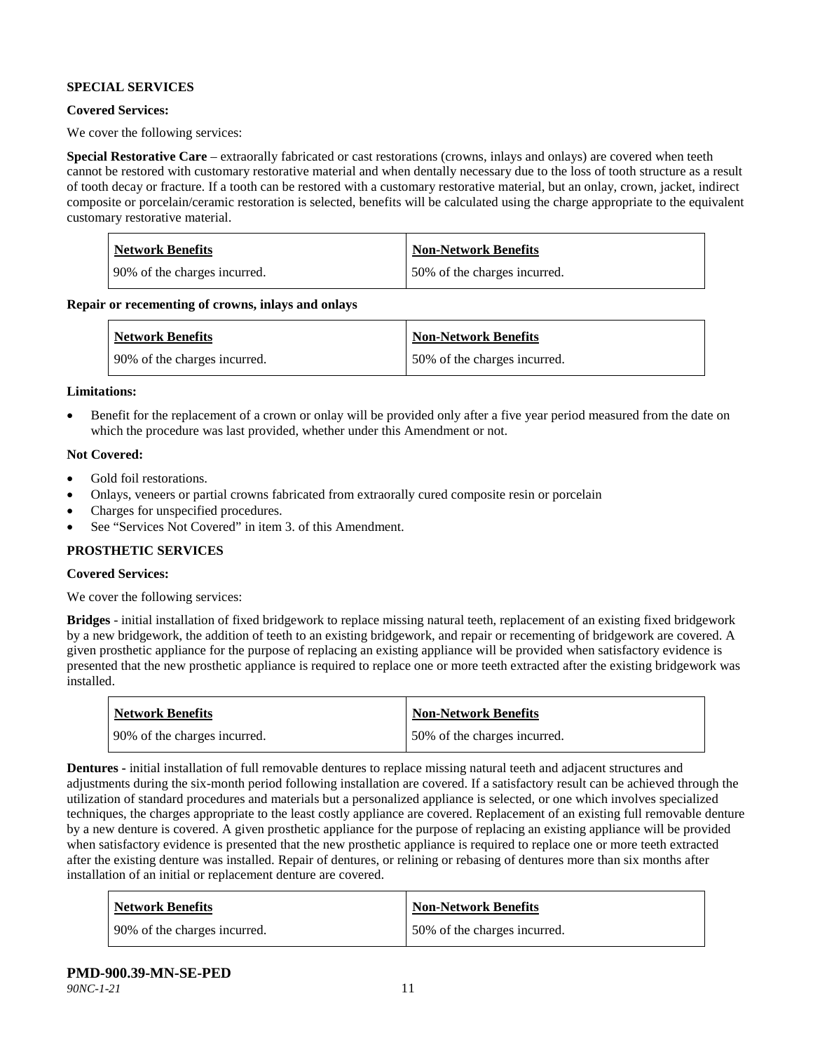**SPECIAL SERVICES**

**Covered Services:**

We cover the following services:

**Special Restorative Care** – extraorally fabricated or cast restorations (crowns, inlays and onlays) are covered when teeth cannot be restored with customary restorative material and when dentally necessary due to the loss of tooth structure as a result of tooth decay or fracture. If a tooth can be restored with a customary restorative material, but an onlay, crown, jacket, indirect composite or porcelain/ceramic restoration is selected, benefits will be calculated using the charge appropriate to the equivalent customary restorative material.

| Network Benefits | Non-Network Benefits |
|---|---|
| 90% of the charges incurred. | 50% of the charges incurred. |

**Repair or recementing of crowns, inlays and onlays**

| Network Benefits | Non-Network Benefits |
|---|---|
| 90% of the charges incurred. | 50% of the charges incurred. |

**Limitations:**

- Benefit for the replacement of a crown or onlay will be provided only after a five year period measured from the date on which the procedure was last provided, whether under this Amendment or not.

**Not Covered:**

- Gold foil restorations.
- Onlays, veneers or partial crowns fabricated from extraorally cured composite resin or porcelain
- Charges for unspecified procedures.
- See "Services Not Covered" in item 3. of this Amendment.

**PROSTHETIC SERVICES**

**Covered Services:**

We cover the following services:

**Bridges** - initial installation of fixed bridgework to replace missing natural teeth, replacement of an existing fixed bridgework by a new bridgework, the addition of teeth to an existing bridgework, and repair or recementing of bridgework are covered. A given prosthetic appliance for the purpose of replacing an existing appliance will be provided when satisfactory evidence is presented that the new prosthetic appliance is required to replace one or more teeth extracted after the existing bridgework was installed.

| Network Benefits | Non-Network Benefits |
|---|---|
| 90% of the charges incurred. | 50% of the charges incurred. |

**Dentures** - initial installation of full removable dentures to replace missing natural teeth and adjacent structures and adjustments during the six-month period following installation are covered. If a satisfactory result can be achieved through the utilization of standard procedures and materials but a personalized appliance is selected, or one which involves specialized techniques, the charges appropriate to the least costly appliance are covered. Replacement of an existing full removable denture by a new denture is covered. A given prosthetic appliance for the purpose of replacing an existing appliance will be provided when satisfactory evidence is presented that the new prosthetic appliance is required to replace one or more teeth extracted after the existing denture was installed. Repair of dentures, or relining or rebasing of dentures more than six months after installation of an initial or replacement denture are covered.

| Network Benefits | Non-Network Benefits |
|---|---|
| 90% of the charges incurred. | 50% of the charges incurred. |

**PMD-900.39-MN-SE-PED**
*90NC-1-21*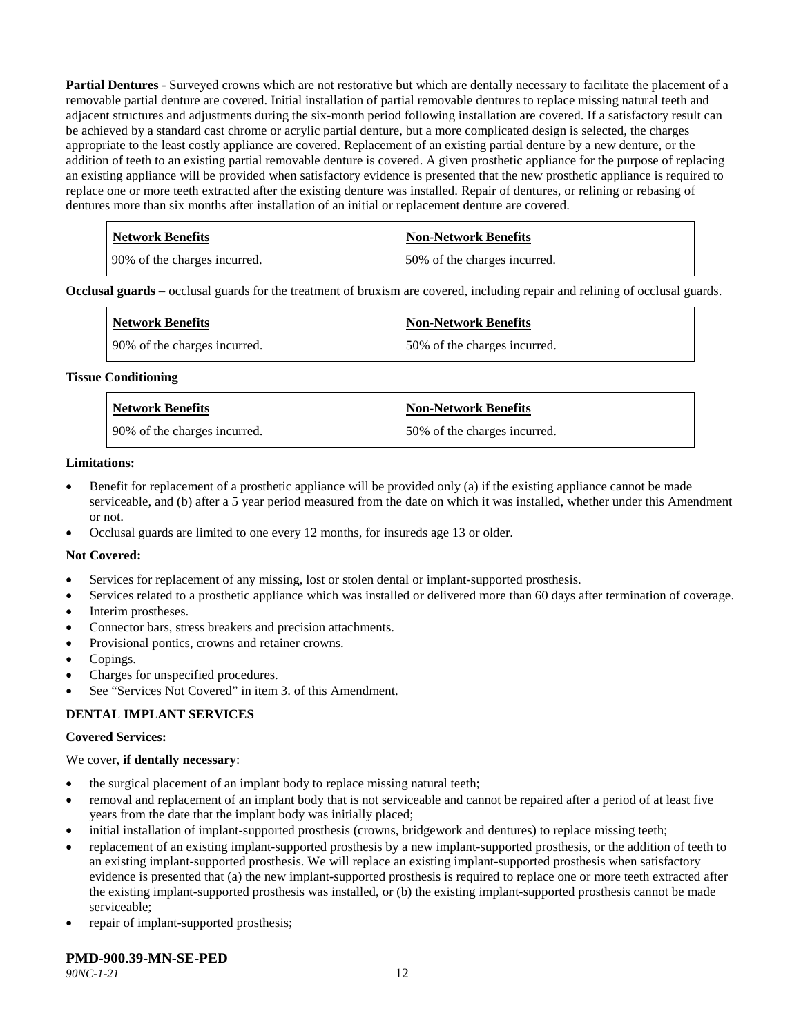**Partial Dentures** - Surveyed crowns which are not restorative but which are dentally necessary to facilitate the placement of a removable partial denture are covered. Initial installation of partial removable dentures to replace missing natural teeth and adjacent structures and adjustments during the six-month period following installation are covered. If a satisfactory result can be achieved by a standard cast chrome or acrylic partial denture, but a more complicated design is selected, the charges appropriate to the least costly appliance are covered. Replacement of an existing partial denture by a new denture, or the addition of teeth to an existing partial removable denture is covered. A given prosthetic appliance for the purpose of replacing an existing appliance will be provided when satisfactory evidence is presented that the new prosthetic appliance is required to replace one or more teeth extracted after the existing denture was installed. Repair of dentures, or relining or rebasing of dentures more than six months after installation of an initial or replacement denture are covered.

| Network Benefits | Non-Network Benefits |
|---|---|
| 90% of the charges incurred. | 50% of the charges incurred. |

**Occlusal guards** – occlusal guards for the treatment of bruxism are covered, including repair and relining of occlusal guards.

| Network Benefits | Non-Network Benefits |
|---|---|
| 90% of the charges incurred. | 50% of the charges incurred. |

**Tissue Conditioning**

| Network Benefits | Non-Network Benefits |
|---|---|
| 90% of the charges incurred. | 50% of the charges incurred. |

**Limitations:**

- Benefit for replacement of a prosthetic appliance will be provided only (a) if the existing appliance cannot be made serviceable, and (b) after a 5 year period measured from the date on which it was installed, whether under this Amendment or not.
- Occlusal guards are limited to one every 12 months, for insureds age 13 or older.

**Not Covered:**

- Services for replacement of any missing, lost or stolen dental or implant-supported prosthesis.
- Services related to a prosthetic appliance which was installed or delivered more than 60 days after termination of coverage.
- Interim prostheses.
- Connector bars, stress breakers and precision attachments.
- Provisional pontics, crowns and retainer crowns.
- Copings.
- Charges for unspecified procedures.
- See "Services Not Covered" in item 3. of this Amendment.

**DENTAL IMPLANT SERVICES**

**Covered Services:**

We cover, **if dentally necessary**:

- the surgical placement of an implant body to replace missing natural teeth;
- removal and replacement of an implant body that is not serviceable and cannot be repaired after a period of at least five years from the date that the implant body was initially placed;
- initial installation of implant-supported prosthesis (crowns, bridgework and dentures) to replace missing teeth;
- replacement of an existing implant-supported prosthesis by a new implant-supported prosthesis, or the addition of teeth to an existing implant-supported prosthesis. We will replace an existing implant-supported prosthesis when satisfactory evidence is presented that (a) the new implant-supported prosthesis is required to replace one or more teeth extracted after the existing implant-supported prosthesis was installed, or (b) the existing implant-supported prosthesis cannot be made serviceable;
- repair of implant-supported prosthesis;

**PMD-900.39-MN-SE-PED**
*90NC-1-21*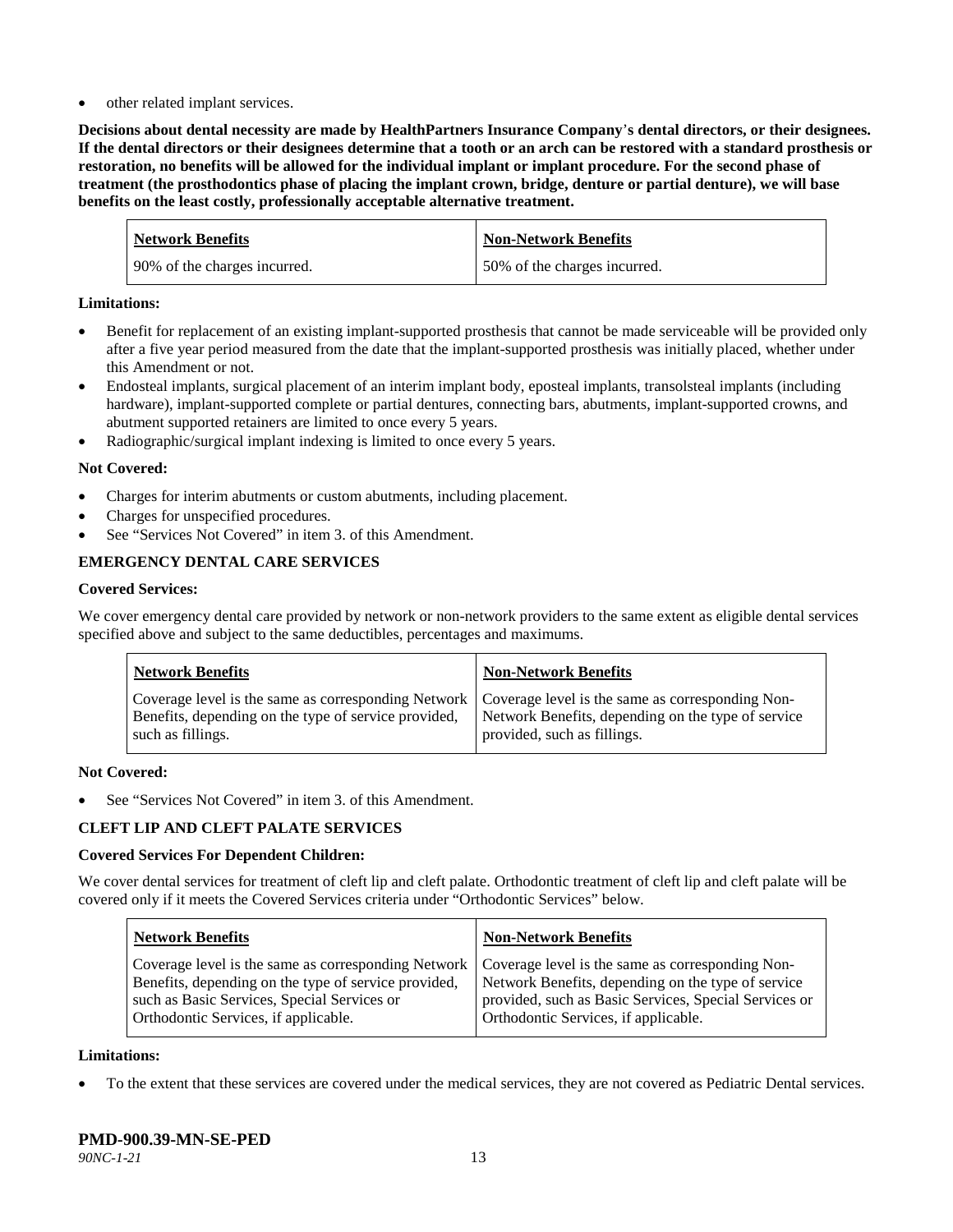- other related implant services.

**Decisions about dental necessity are made by HealthPartners Insurance Company's dental directors, or their designees. If the dental directors or their designees determine that a tooth or an arch can be restored with a standard prosthesis or restoration, no benefits will be allowed for the individual implant or implant procedure. For the second phase of treatment (the prosthodontics phase of placing the implant crown, bridge, denture or partial denture), we will base benefits on the least costly, professionally acceptable alternative treatment.**

| Network Benefits | Non-Network Benefits |
| --- | --- |
| 90% of the charges incurred. | 50% of the charges incurred. |

**Limitations:**

- Benefit for replacement of an existing implant-supported prosthesis that cannot be made serviceable will be provided only after a five year period measured from the date that the implant-supported prosthesis was initially placed, whether under this Amendment or not.
- Endosteal implants, surgical placement of an interim implant body, eposteal implants, transolsteal implants (including hardware), implant-supported complete or partial dentures, connecting bars, abutments, implant-supported crowns, and abutment supported retainers are limited to once every 5 years.
- Radiographic/surgical implant indexing is limited to once every 5 years.

**Not Covered:**

- Charges for interim abutments or custom abutments, including placement.
- Charges for unspecified procedures.
- See "Services Not Covered" in item 3. of this Amendment.

**EMERGENCY DENTAL CARE SERVICES**

**Covered Services:**

We cover emergency dental care provided by network or non-network providers to the same extent as eligible dental services specified above and subject to the same deductibles, percentages and maximums.

| Network Benefits | Non-Network Benefits |
| --- | --- |
| Coverage level is the same as corresponding Network Benefits, depending on the type of service provided, such as fillings. | Coverage level is the same as corresponding Non-Network Benefits, depending on the type of service provided, such as fillings. |

**Not Covered:**

- See "Services Not Covered" in item 3. of this Amendment.

**CLEFT LIP AND CLEFT PALATE SERVICES**

**Covered Services For Dependent Children:**

We cover dental services for treatment of cleft lip and cleft palate. Orthodontic treatment of cleft lip and cleft palate will be covered only if it meets the Covered Services criteria under "Orthodontic Services" below.

| Network Benefits | Non-Network Benefits |
| --- | --- |
| Coverage level is the same as corresponding Network Benefits, depending on the type of service provided, such as Basic Services, Special Services or Orthodontic Services, if applicable. | Coverage level is the same as corresponding Non-Network Benefits, depending on the type of service provided, such as Basic Services, Special Services or Orthodontic Services, if applicable. |

**Limitations:**

- To the extent that these services are covered under the medical services, they are not covered as Pediatric Dental services.

**PMD-900.39-MN-SE-PED**
*90NC-1-21*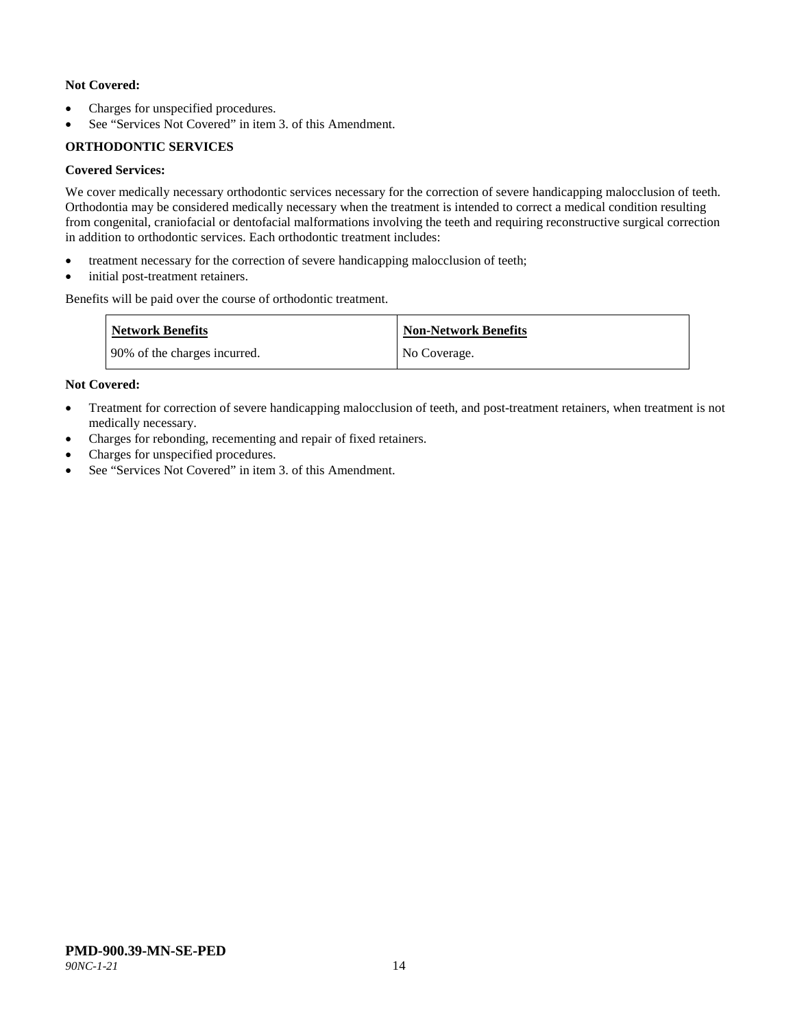**Not Covered:**

- Charges for unspecified procedures.
- See "Services Not Covered" in item 3. of this Amendment.

**ORTHODONTIC SERVICES**

**Covered Services:**

We cover medically necessary orthodontic services necessary for the correction of severe handicapping malocclusion of teeth. Orthodontia may be considered medically necessary when the treatment is intended to correct a medical condition resulting from congenital, craniofacial or dentofacial malformations involving the teeth and requiring reconstructive surgical correction in addition to orthodontic services. Each orthodontic treatment includes:

- treatment necessary for the correction of severe handicapping malocclusion of teeth;
- initial post-treatment retainers.

Benefits will be paid over the course of orthodontic treatment.

| Network Benefits | Non-Network Benefits |
|---|---|
| 90% of the charges incurred. | No Coverage. |

**Not Covered:**

- Treatment for correction of severe handicapping malocclusion of teeth, and post-treatment retainers, when treatment is not medically necessary.
- Charges for rebonding, recementing and repair of fixed retainers.
- Charges for unspecified procedures.
- See "Services Not Covered" in item 3. of this Amendment.

**PMD-900.39-MN-SE-PED**
*90NC-1-21*